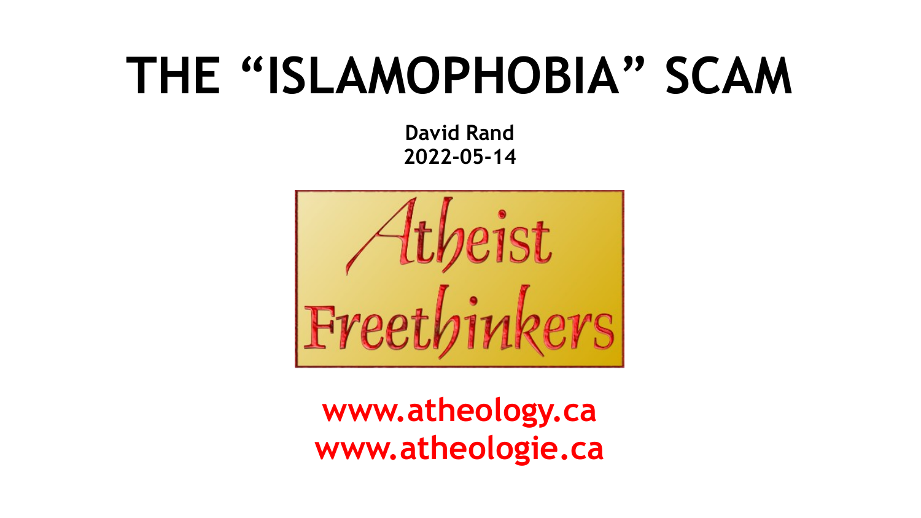# THE "ISLAMOPHOBIA" SCAM

**David Rand**
**2022-05-14**

Atheist Freethinkers

**www.atheology.ca**
**www.atheologie.ca**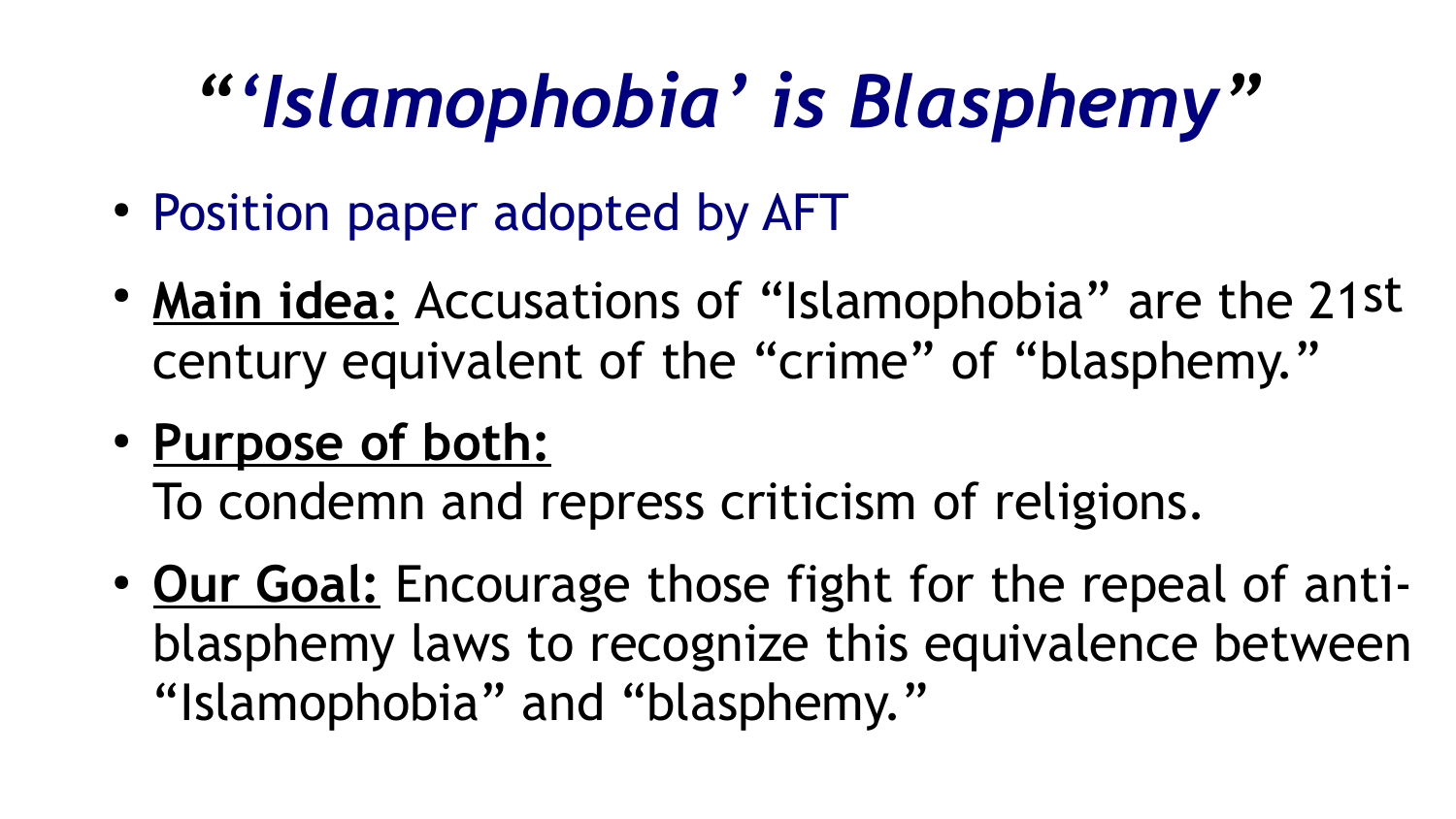# *"'Islamophobia' is Blasphemy"*

- Position paper adopted by AFT
- **Main idea:** Accusations of "Islamophobia" are the 21st century equivalent of the "crime" of "blasphemy."
- **Purpose of both:** To condemn and repress criticism of religions.
- **Our Goal:** Encourage those fight for the repeal of anti-blasphemy laws to recognize this equivalence between "Islamophobia" and "blasphemy."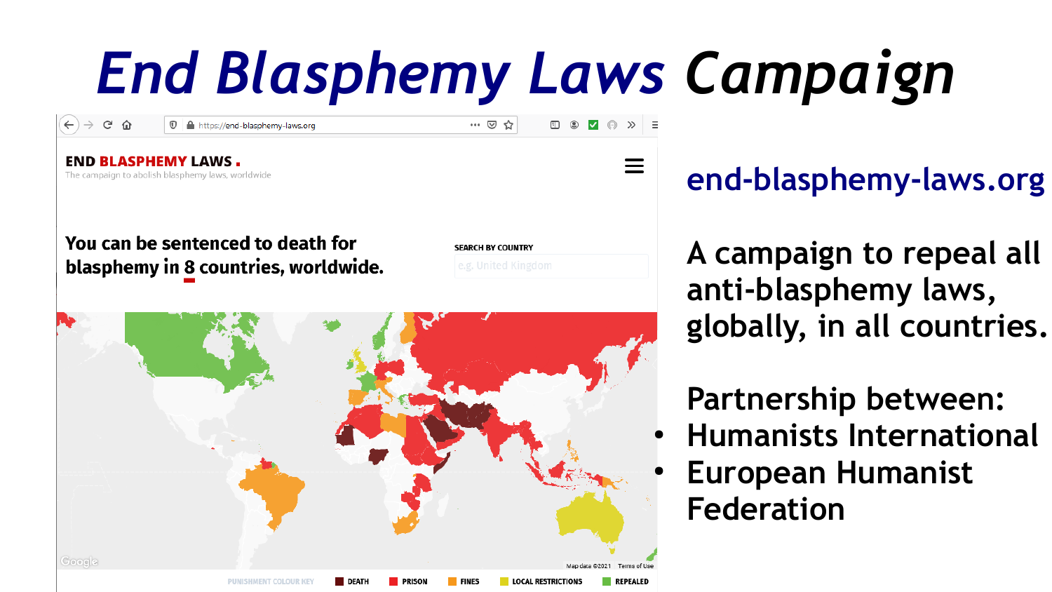# *End Blasphemy Laws Campaign*

end-blasphemy-laws.org

A campaign to repeal all anti-blasphemy laws, globally, in all countries.

Partnership between:

- Humanists International
- European Humanist Federation

END BLASPHEMY LAWS.

The campaign to abolish blasphemy laws, worldwide

**You can be sentenced to death for blasphemy in 8 countries, worldwide.**

SEARCH BY COUNTRY

PUNISHMENT COLOUR KEY: DEATH, PRISON, FINES, LOCAL RESTRICTIONS, REPEALED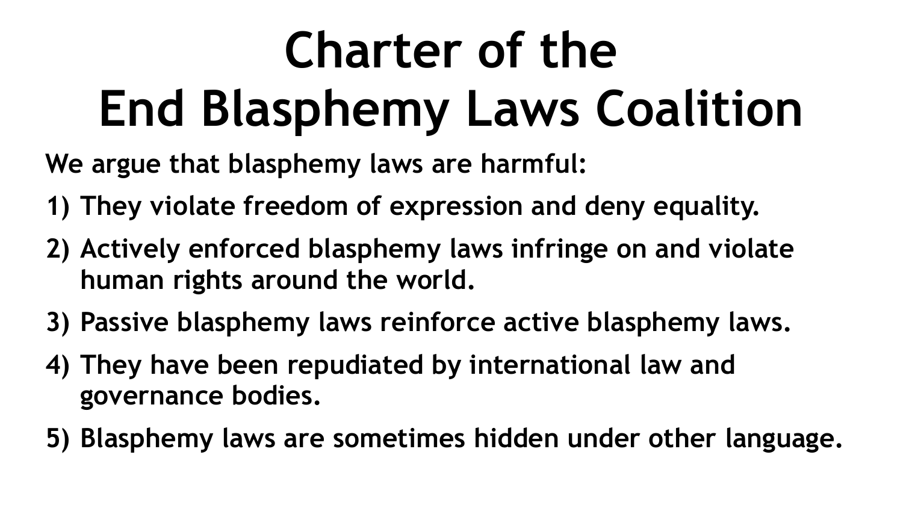# Charter of the End Blasphemy Laws Coalition

**We argue that blasphemy laws are harmful:**

1) **They violate freedom of expression and deny equality.**
2) **Actively enforced blasphemy laws infringe on and violate human rights around the world.**
3) **Passive blasphemy laws reinforce active blasphemy laws.**
4) **They have been repudiated by international law and governance bodies.**
5) **Blasphemy laws are sometimes hidden under other language.**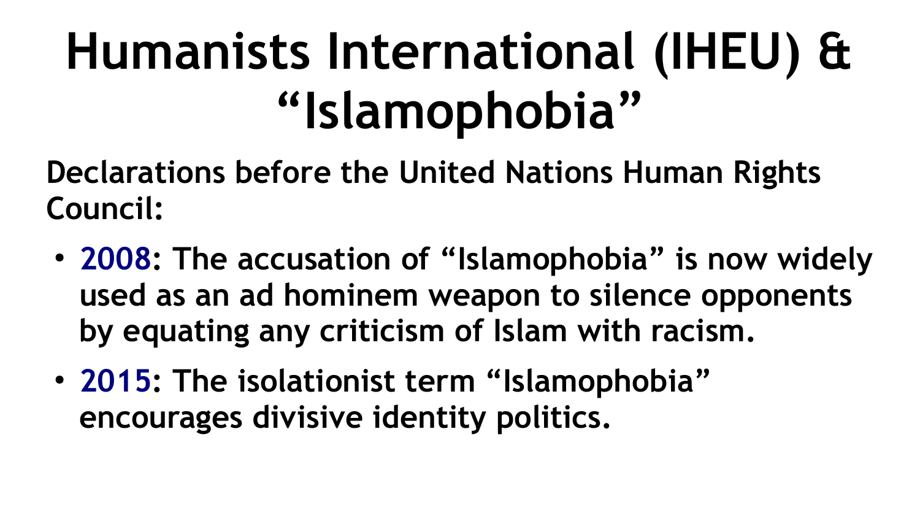# Humanists International (IHEU) & "Islamophobia"

**Declarations before the United Nations Human Rights Council:**

- **2008: The accusation of "Islamophobia" is now widely used as an ad hominem weapon to silence opponents by equating any criticism of Islam with racism.**
- **2015: The isolationist term "Islamophobia" encourages divisive identity politics.**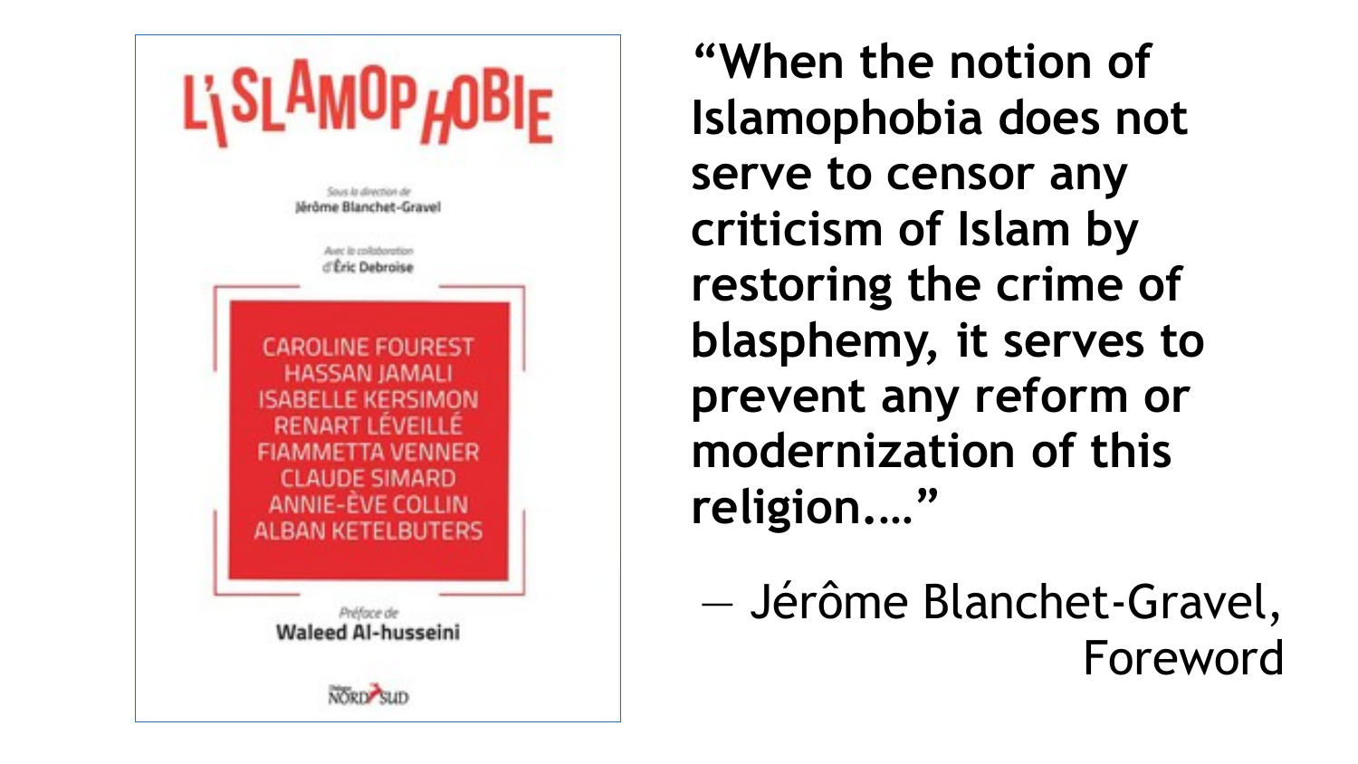L'ISLAMOPHOBIE

*Sous la direction de*
Jérôme Blanchet-Gravel

*Avec la collaboration*
d'Éric Debroise

CAROLINE FOUREST
HASSAN JAMALI
ISABELLE KERSIMON
RENART LÉVEILLÉ
FIAMMETTA VENNER
CLAUDE SIMARD
ANNIE-ÈVE COLLIN
ALBAN KETELBUTERS

*Préface de*
Waleed Al-husseini

NORD SUD

**"When the notion of Islamophobia does not serve to censor any criticism of Islam by restoring the crime of blasphemy, it serves to prevent any reform or modernization of this religion…."**

— Jérôme Blanchet-Gravel, Foreword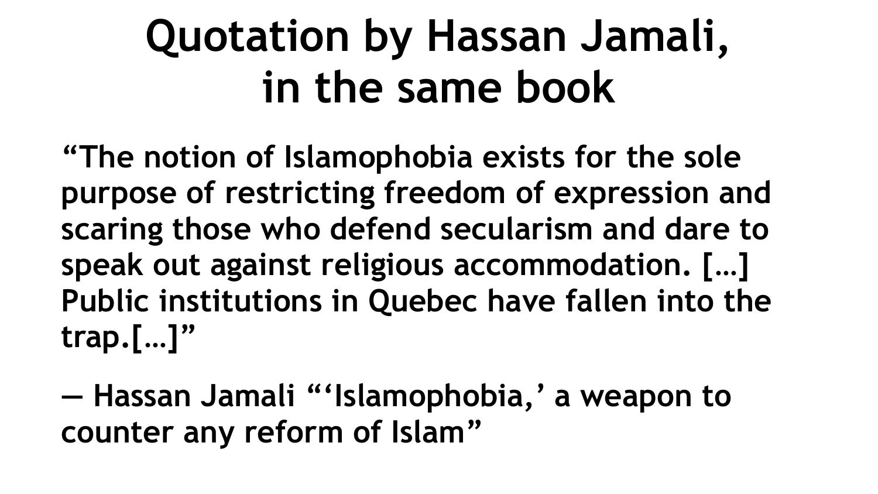# Quotation by Hassan Jamali, in the same book

**"The notion of Islamophobia exists for the sole purpose of restricting freedom of expression and scaring those who defend secularism and dare to speak out against religious accommodation. […] Public institutions in Quebec have fallen into the trap.[…]"**

**— Hassan Jamali "'Islamophobia,' a weapon to counter any reform of Islam"**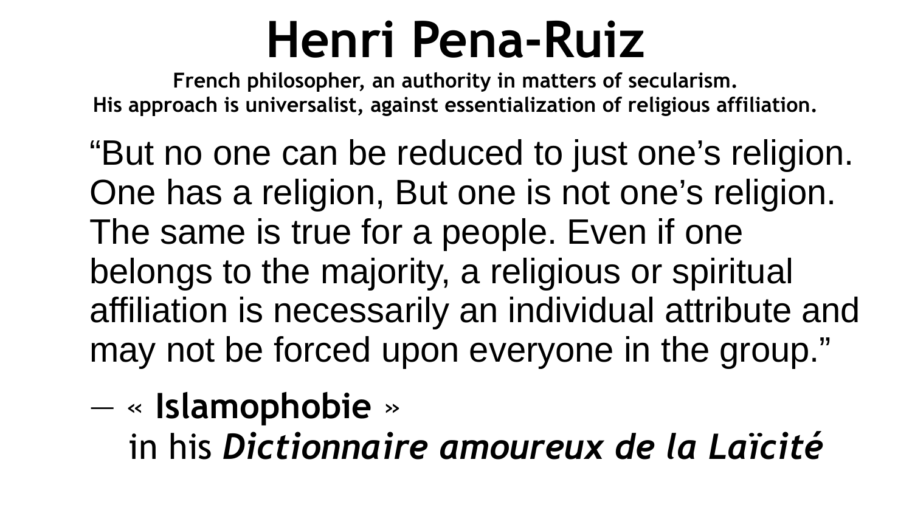# Henri Pena-Ruiz

**French philosopher, an authority in matters of secularism.**
**His approach is universalist, against essentialization of religious affiliation.**

“But no one can be reduced to just one’s religion. One has a religion, But one is not one’s religion. The same is true for a people. Even if one belongs to the majority, a religious or spiritual affiliation is necessarily an individual attribute and may not be forced upon everyone in the group.”

— « **Islamophobie** »
in his ***Dictionnaire amoureux de la Laïcité***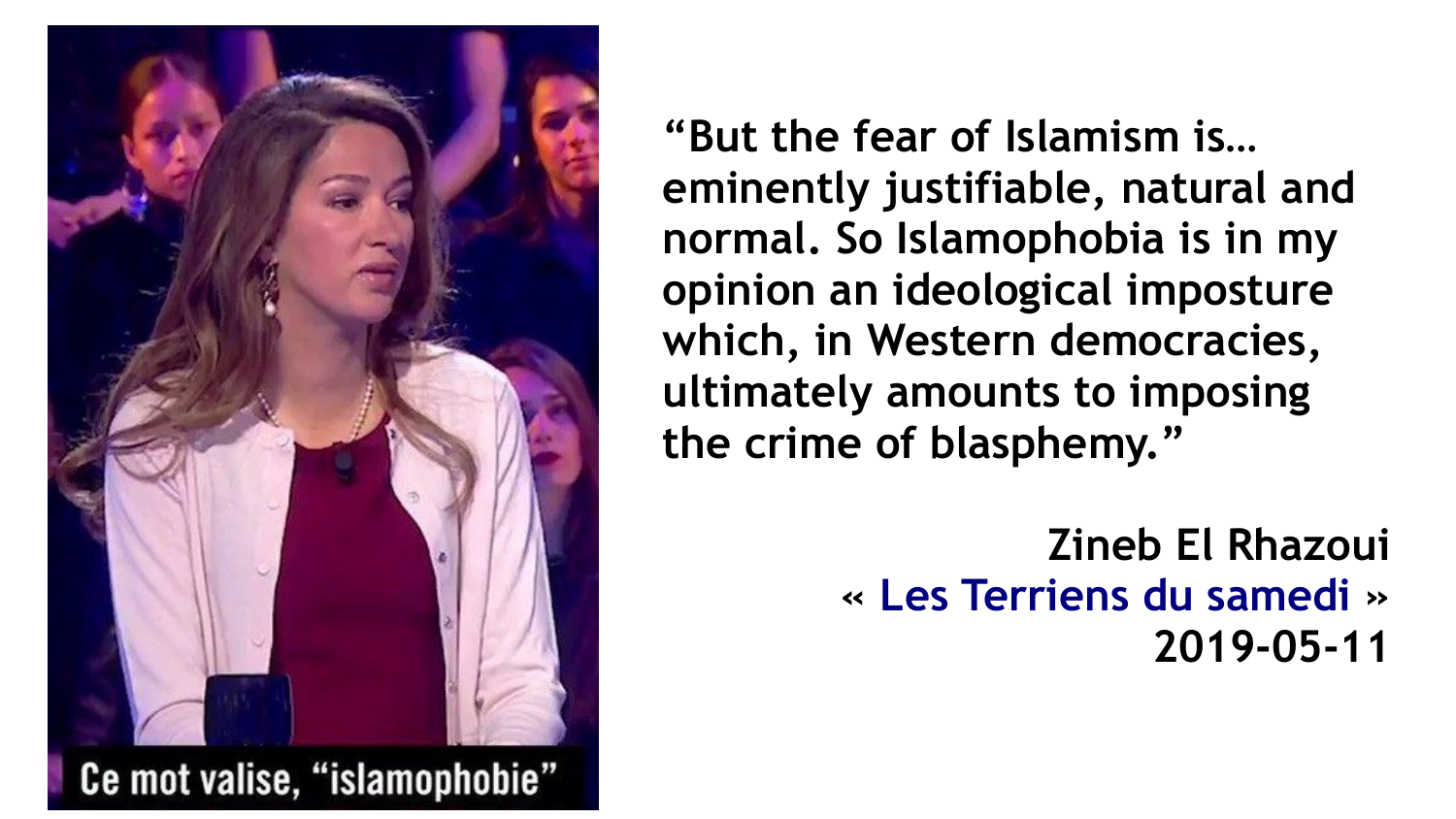Ce mot valise, "islamophobie"

"But the fear of Islamism is… eminently justifiable, natural and normal. So Islamophobia is in my opinion an ideological imposture which, in Western democracies, ultimately amounts to imposing the crime of blasphemy."

**Zineb El Rhazoui**
**« Les Terriens du samedi »**
**2019-05-11**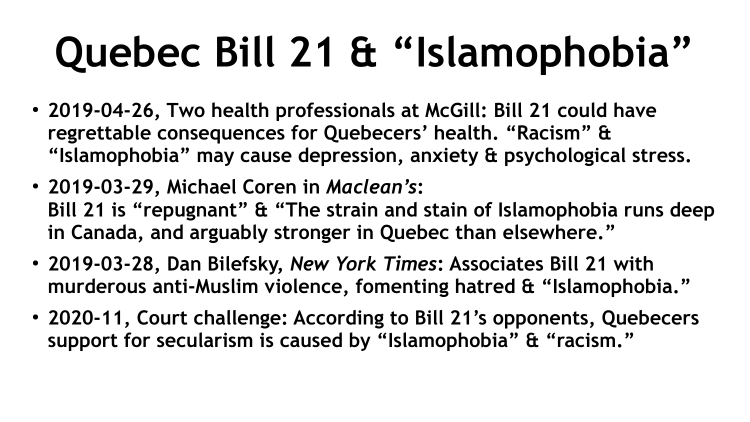# Quebec Bill 21 & “Islamophobia”

- **2019-04-26, Two health professionals at McGill: Bill 21 could have regrettable consequences for Quebecers’ health. “Racism” & “Islamophobia” may cause depression, anxiety & psychological stress.**
- **2019-03-29, Michael Coren in *Maclean’s*:**
  **Bill 21 is “repugnant” & “The strain and stain of Islamophobia runs deep in Canada, and arguably stronger in Quebec than elsewhere.”**
- **2019-03-28, Dan Bilefsky, *New York Times*: Associates Bill 21 with murderous anti-Muslim violence, fomenting hatred & “Islamophobia.”**
- **2020-11, Court challenge: According to Bill 21’s opponents, Quebecers support for secularism is caused by “Islamophobia” & “racism.”**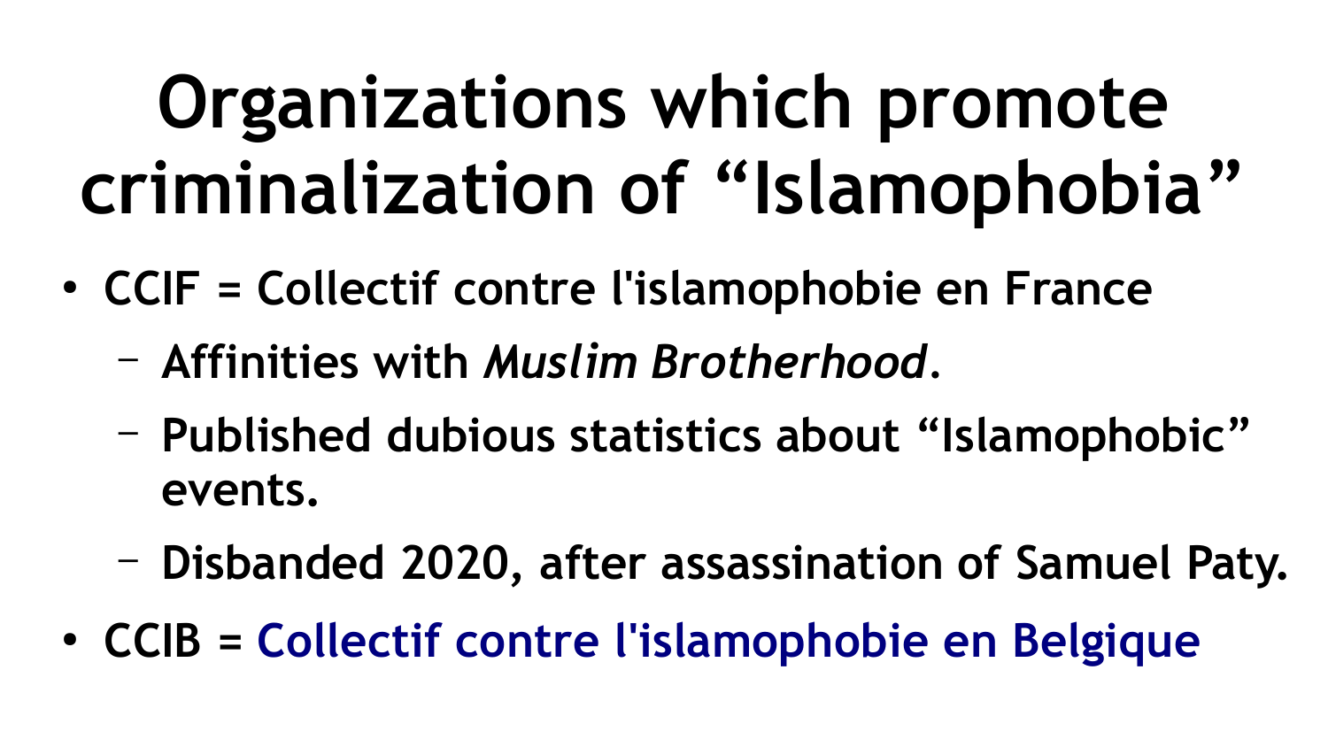# Organizations which promote criminalization of “Islamophobia”

- **CCIF = Collectif contre l'islamophobie en France**
  - **Affinities with *Muslim Brotherhood*.**
  - **Published dubious statistics about “Islamophobic” events.**
  - **Disbanded 2020, after assassination of Samuel Paty.**
- **CCIB = Collectif contre l'islamophobie en Belgique**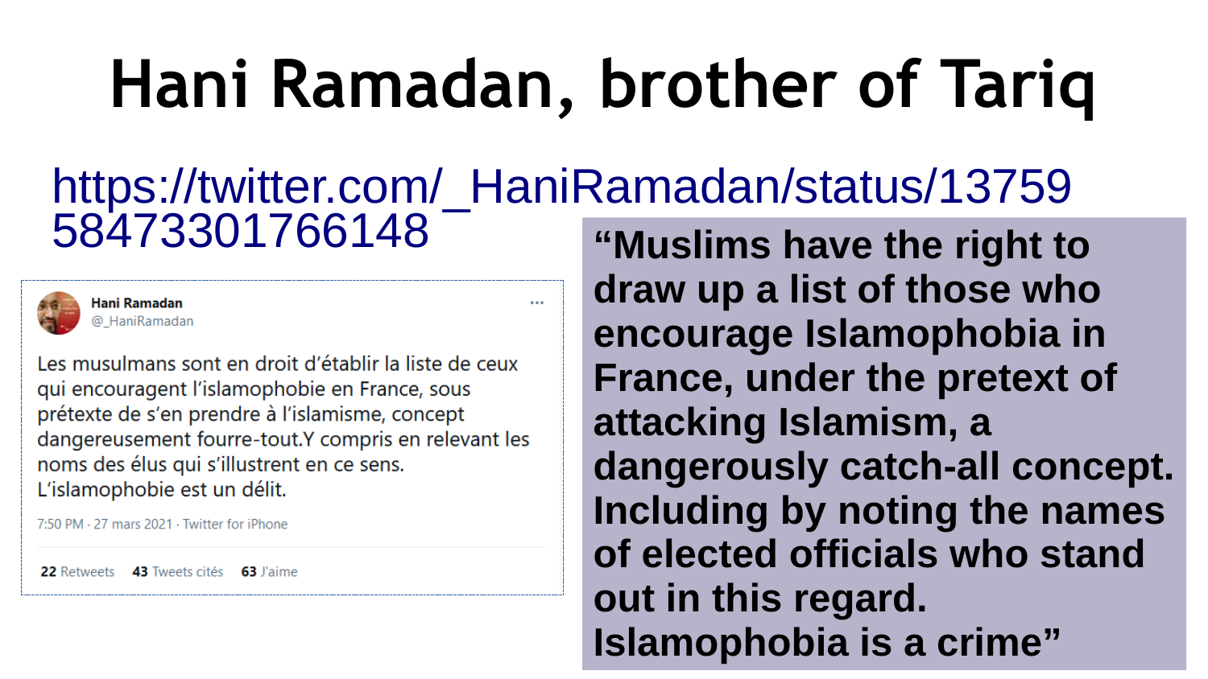# Hani Ramadan, brother of Tariq

https://twitter.com/_HaniRamadan/status/1375958473301766148

**Hani Ramadan**
@_HaniRamadan

Les musulmans sont en droit d'établir la liste de ceux qui encouragent l'islamophobie en France, sous prétexte de s'en prendre à l'islamisme, concept dangereusement fourre-tout.Y compris en relevant les noms des élus qui s'illustrent en ce sens. L'islamophobie est un délit.

7:50 PM · 27 mars 2021 · Twitter for iPhone

22 Retweets 43 Tweets cités 63 J'aime

**"Muslims have the right to draw up a list of those who encourage Islamophobia in France, under the pretext of attacking Islamism, a dangerously catch-all concept. Including by noting the names of elected officials who stand out in this regard. Islamophobia is a crime"**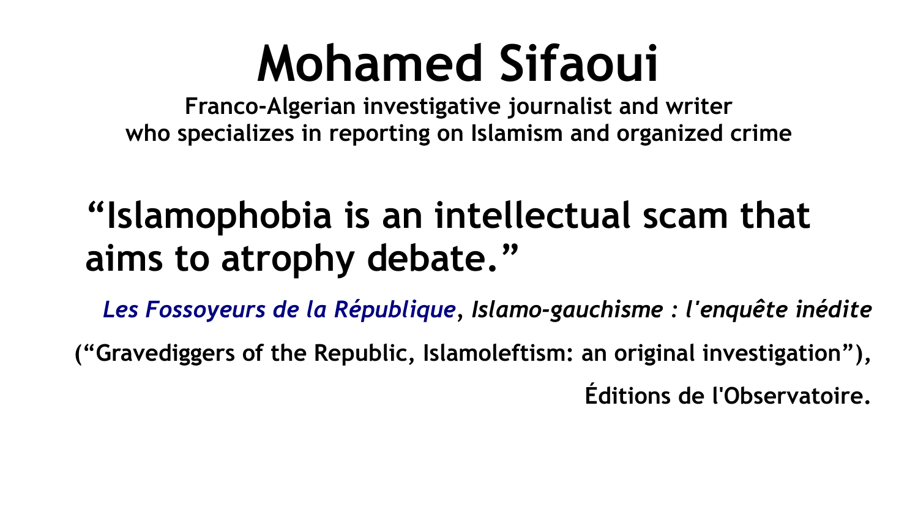# Mohamed Sifaoui

**Franco-Algerian investigative journalist and writer who specializes in reporting on Islamism and organized crime**

## "Islamophobia is an intellectual scam that aims to atrophy debate."

***Les Fossoyeurs de la République*, *Islamo-gauchisme : l'enquête inédite***

**("Gravediggers of the Republic, Islamoleftism: an original investigation"),**

**Éditions de l'Observatoire.**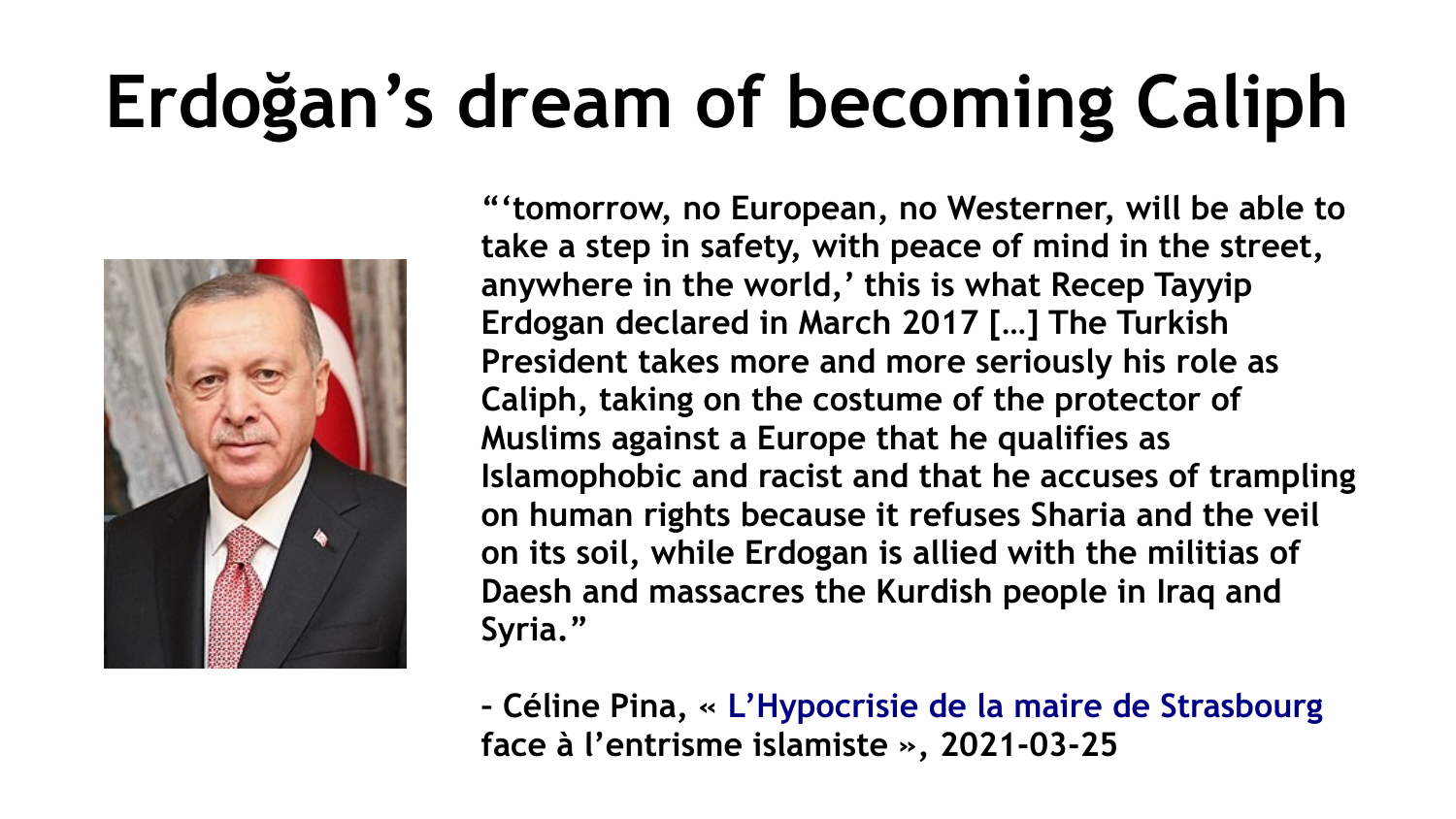# Erdoğan's dream of becoming Caliph

**"'tomorrow, no European, no Westerner, will be able to take a step in safety, with peace of mind in the street, anywhere in the world,' this is what Recep Tayyip Erdogan declared in March 2017 […] The Turkish President takes more and more seriously his role as Caliph, taking on the costume of the protector of Muslims against a Europe that he qualifies as Islamophobic and racist and that he accuses of trampling on human rights because it refuses Sharia and the veil on its soil, while Erdogan is allied with the militias of Daesh and massacres the Kurdish people in Iraq and Syria."**

**– Céline Pina, « L'Hypocrisie de la maire de Strasbourg face à l'entrisme islamiste », 2021-03-25**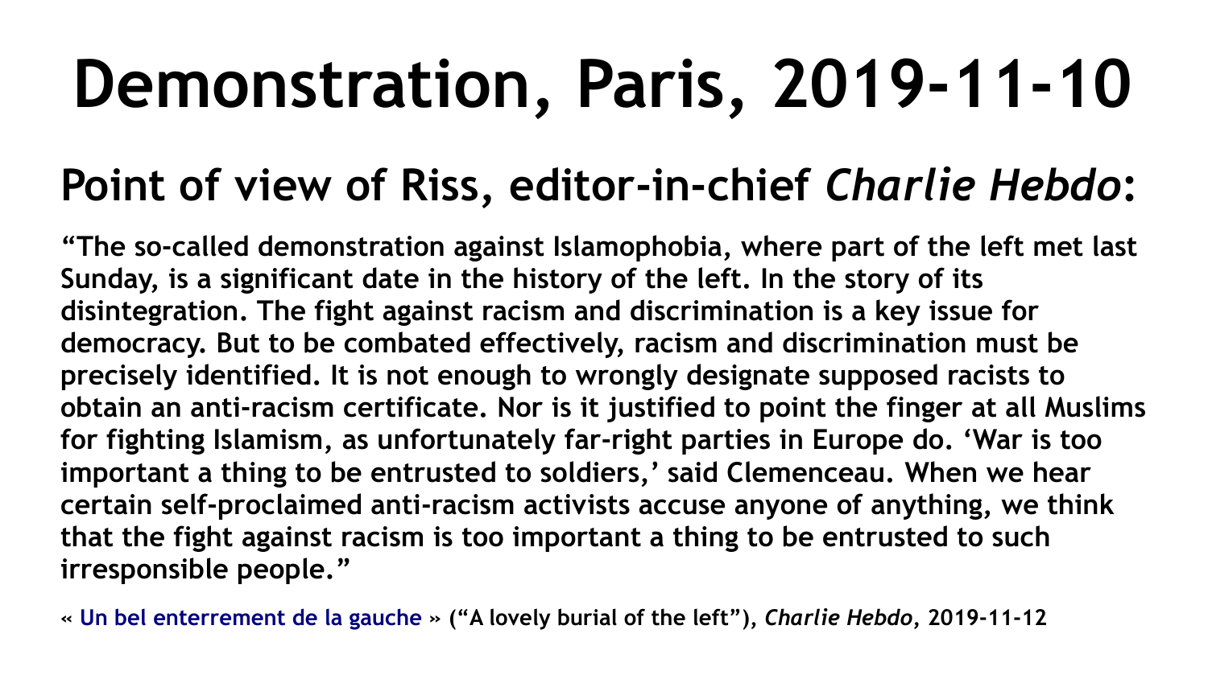# Demonstration, Paris, 2019-11-10

## Point of view of Riss, editor-in-chief *Charlie Hebdo*:

**"The so-called demonstration against Islamophobia, where part of the left met last Sunday, is a significant date in the history of the left. In the story of its disintegration. The fight against racism and discrimination is a key issue for democracy. But to be combated effectively, racism and discrimination must be precisely identified. It is not enough to wrongly designate supposed racists to obtain an anti-racism certificate. Nor is it justified to point the finger at all Muslims for fighting Islamism, as unfortunately far-right parties in Europe do. 'War is too important a thing to be entrusted to soldiers,' said Clemenceau. When we hear certain self-proclaimed anti-racism activists accuse anyone of anything, we think that the fight against racism is too important a thing to be entrusted to such irresponsible people."**

**« Un bel enterrement de la gauche » ("A lovely burial of the left"), *Charlie Hebdo*, 2019-11-12**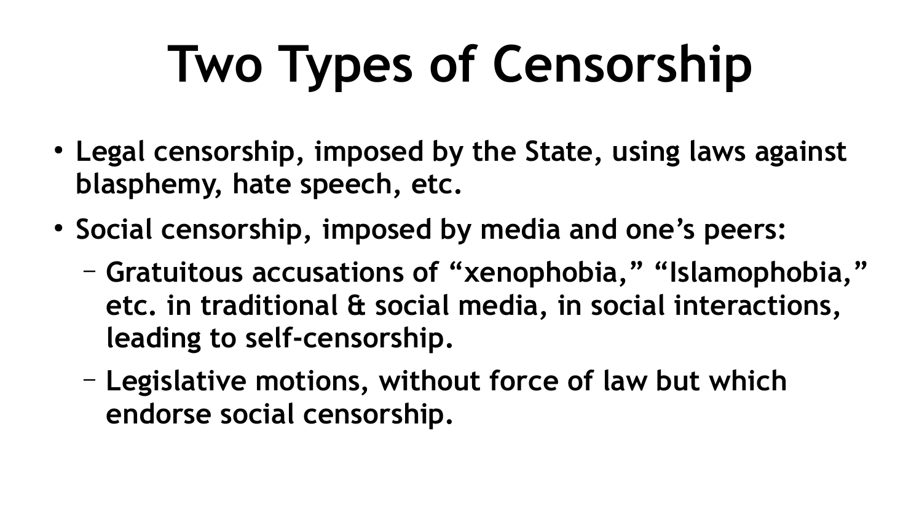# Two Types of Censorship

- **Legal censorship, imposed by the State, using laws against blasphemy, hate speech, etc.**
- **Social censorship, imposed by media and one's peers:**
  - **Gratuitous accusations of "xenophobia," "Islamophobia," etc. in traditional & social media, in social interactions, leading to self-censorship.**
  - **Legislative motions, without force of law but which endorse social censorship.**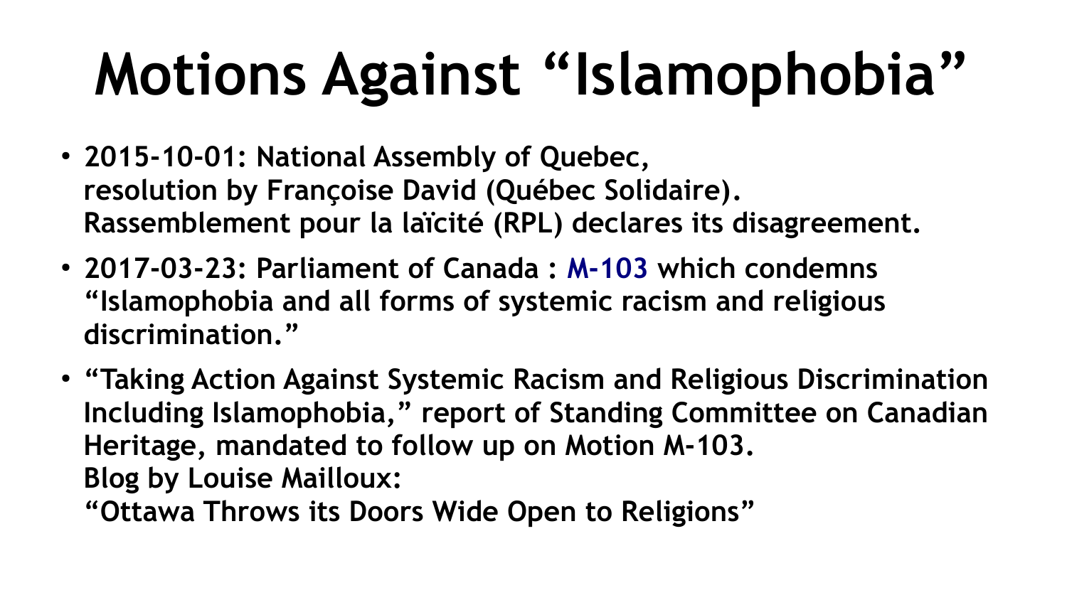# Motions Against “Islamophobia”

- **2015-10-01: National Assembly of Quebec, resolution by Françoise David (Québec Solidaire). Rassemblement pour la laïcité (RPL) declares its disagreement.**
- **2017-03-23: Parliament of Canada : M-103 which condemns “Islamophobia and all forms of systemic racism and religious discrimination.”**
- **“Taking Action Against Systemic Racism and Religious Discrimination Including Islamophobia,” report of Standing Committee on Canadian Heritage, mandated to follow up on Motion M-103.**
  **Blog by Louise Mailloux:**
  **“Ottawa Throws its Doors Wide Open to Religions”**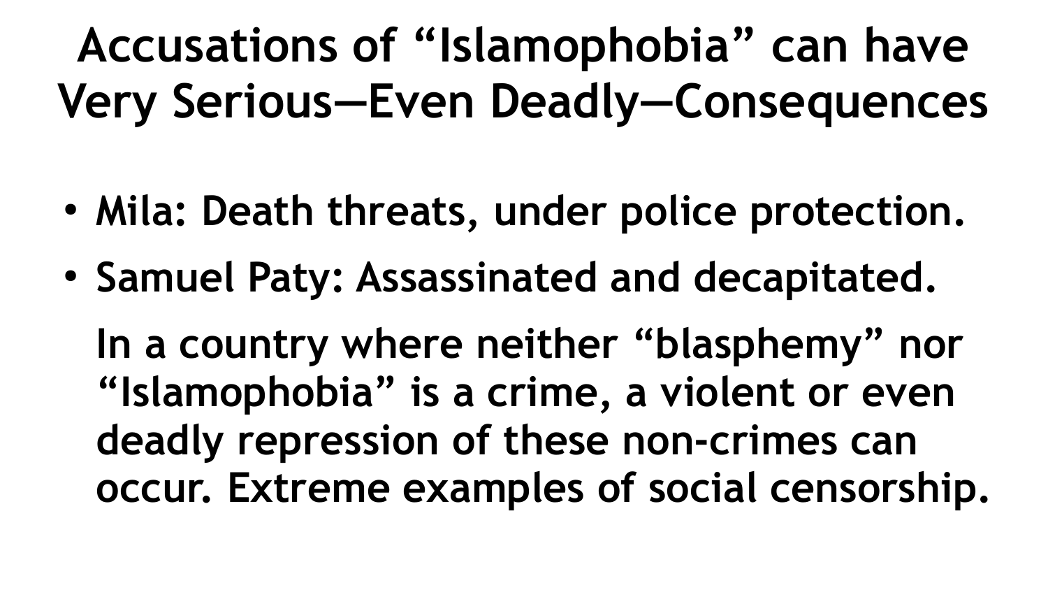# Accusations of "Islamophobia" can have Very Serious—Even Deadly—Consequences

- **Mila: Death threats, under police protection.**
- **Samuel Paty: Assassinated and decapitated.**

**In a country where neither "blasphemy" nor "Islamophobia" is a crime, a violent or even deadly repression of these non-crimes can occur. Extreme examples of social censorship.**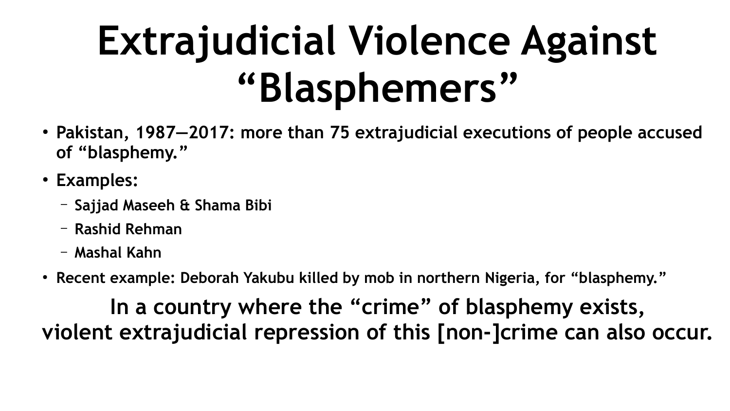# Extrajudicial Violence Against "Blasphemers"

- **Pakistan, 1987—2017: more than 75 extrajudicial executions of people accused of "blasphemy."**
- **Examples:**
  - **Sajjad Maseeh & Shama Bibi**
  - **Rashid Rehman**
  - **Mashal Kahn**
- **Recent example: Deborah Yakubu killed by mob in northern Nigeria, for "blasphemy."**

**In a country where the "crime" of blasphemy exists,
violent extrajudicial repression of this [non-]crime can also occur.**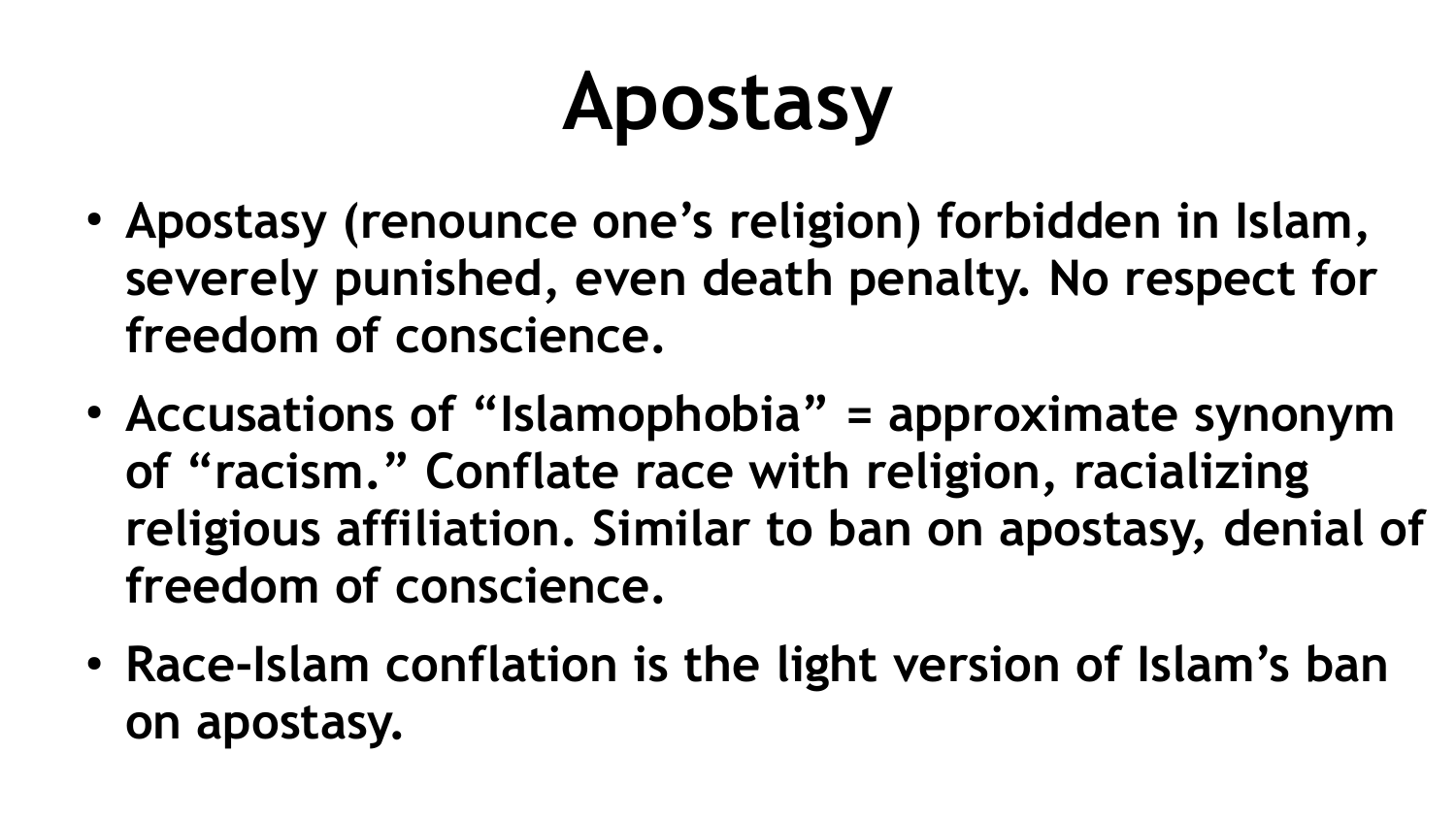# Apostasy

- Apostasy (renounce one's religion) forbidden in Islam, severely punished, even death penalty. No respect for freedom of conscience.
- Accusations of "Islamophobia" = approximate synonym of "racism." Conflate race with religion, racializing religious affiliation. Similar to ban on apostasy, denial of freedom of conscience.
- Race-Islam conflation is the light version of Islam's ban on apostasy.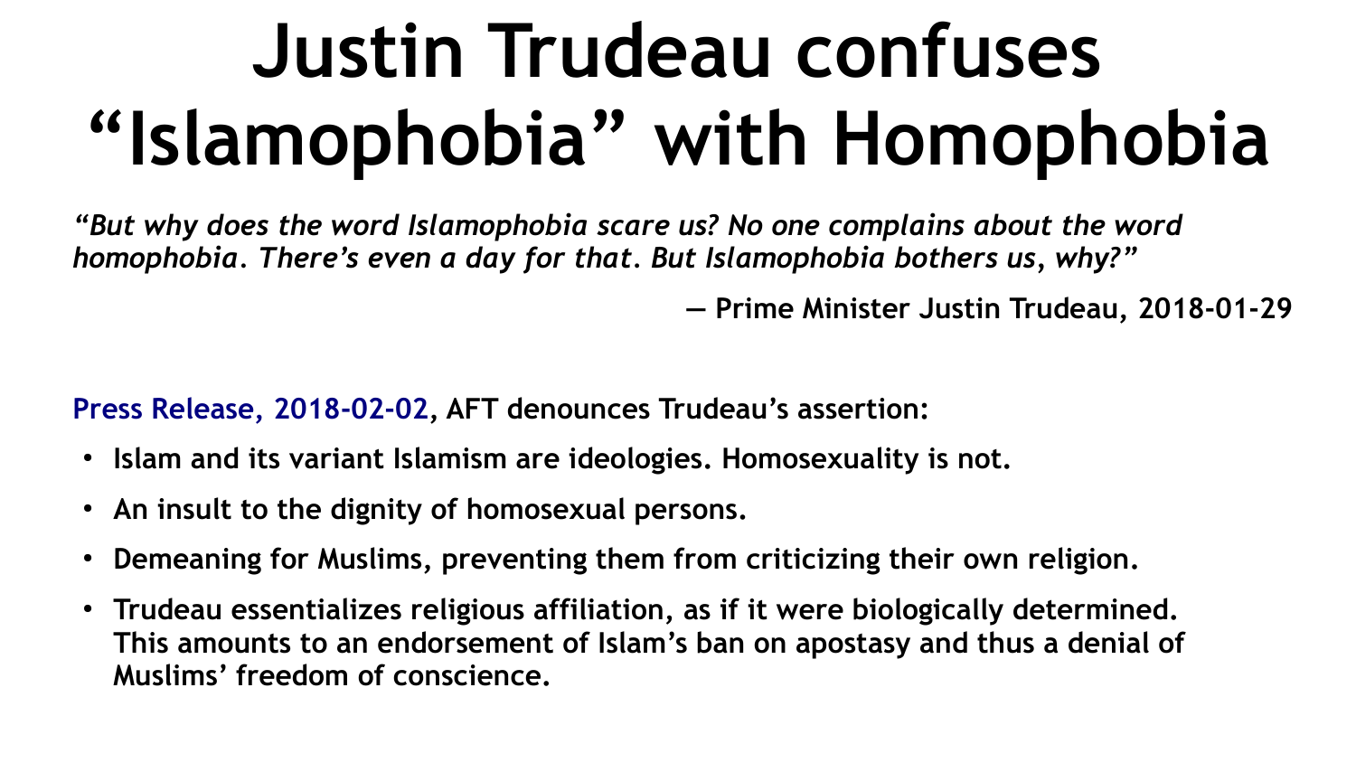# Justin Trudeau confuses "Islamophobia" with Homophobia

*"But why does the word Islamophobia scare us? No one complains about the word homophobia. There's even a day for that. But Islamophobia bothers us, why?"*

**— Prime Minister Justin Trudeau, 2018-01-29**

**Press Release, 2018-02-02, AFT denounces Trudeau's assertion:**

- **Islam and its variant Islamism are ideologies. Homosexuality is not.**
- **An insult to the dignity of homosexual persons.**
- **Demeaning for Muslims, preventing them from criticizing their own religion.**
- **Trudeau essentializes religious affiliation, as if it were biologically determined. This amounts to an endorsement of Islam's ban on apostasy and thus a denial of Muslims' freedom of conscience.**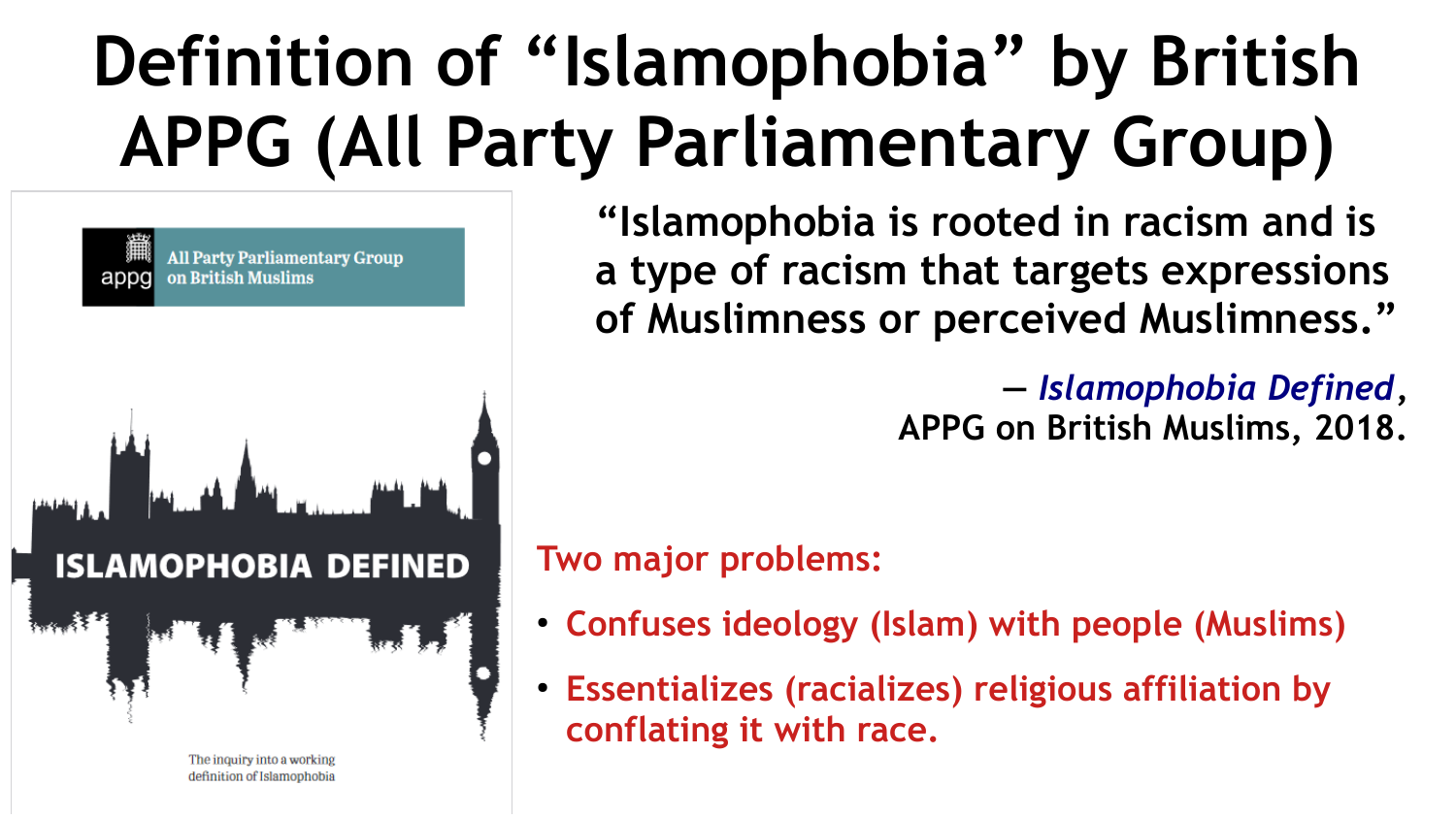# Definition of "Islamophobia" by British APPG (All Party Parliamentary Group)

All Party Parliamentary Group on British Muslims

ISLAMOPHOBIA DEFINED

The inquiry into a working definition of Islamophobia

**"Islamophobia is rooted in racism and is a type of racism that targets expressions of Muslimness or perceived Muslimness."**

— *Islamophobia Defined*, APPG on British Muslims, 2018.

**Two major problems:**

- **Confuses ideology (Islam) with people (Muslims)**
- **Essentializes (racializes) religious affiliation by conflating it with race.**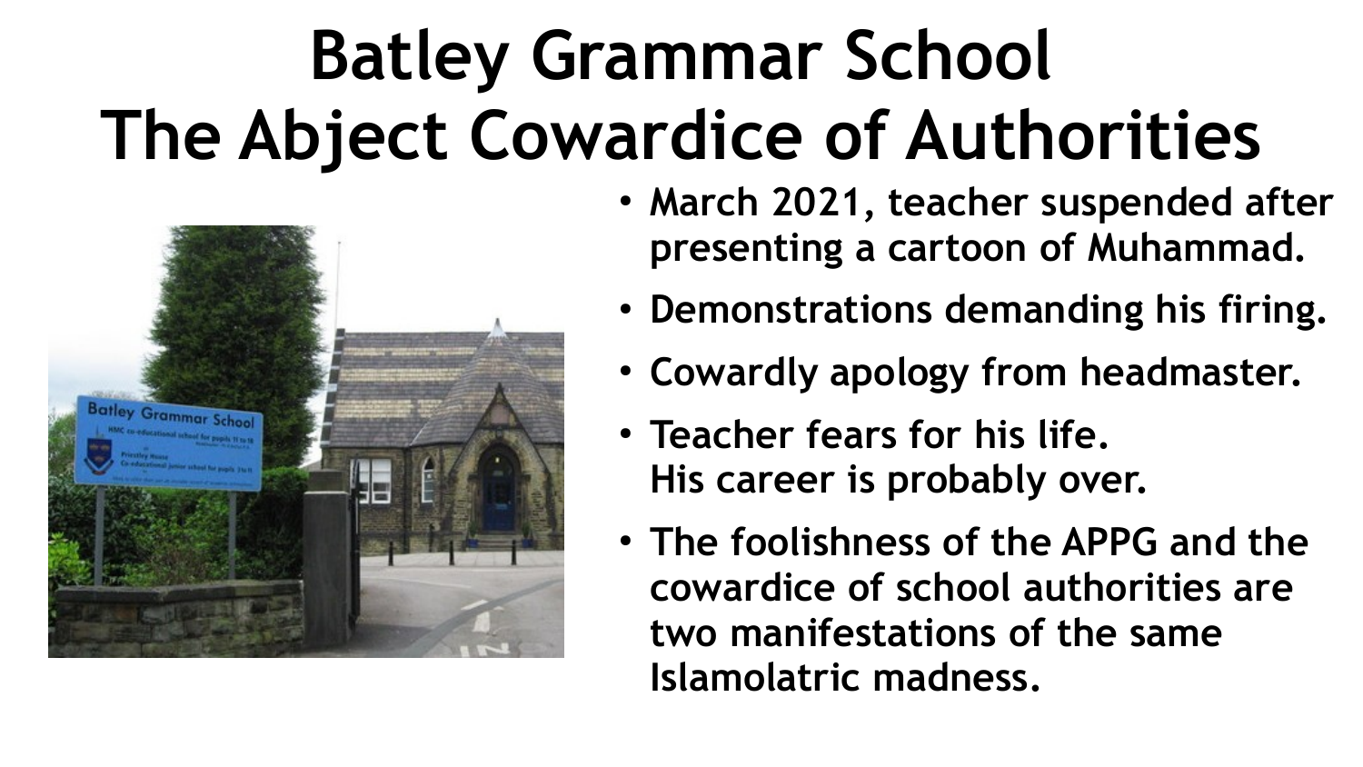# Batley Grammar School
# The Abject Cowardice of Authorities

- March 2021, teacher suspended after presenting a cartoon of Muhammad.
- Demonstrations demanding his firing.
- Cowardly apology from headmaster.
- Teacher fears for his life.
  His career is probably over.
- The foolishness of the APPG and the cowardice of school authorities are two manifestations of the same Islamolatric madness.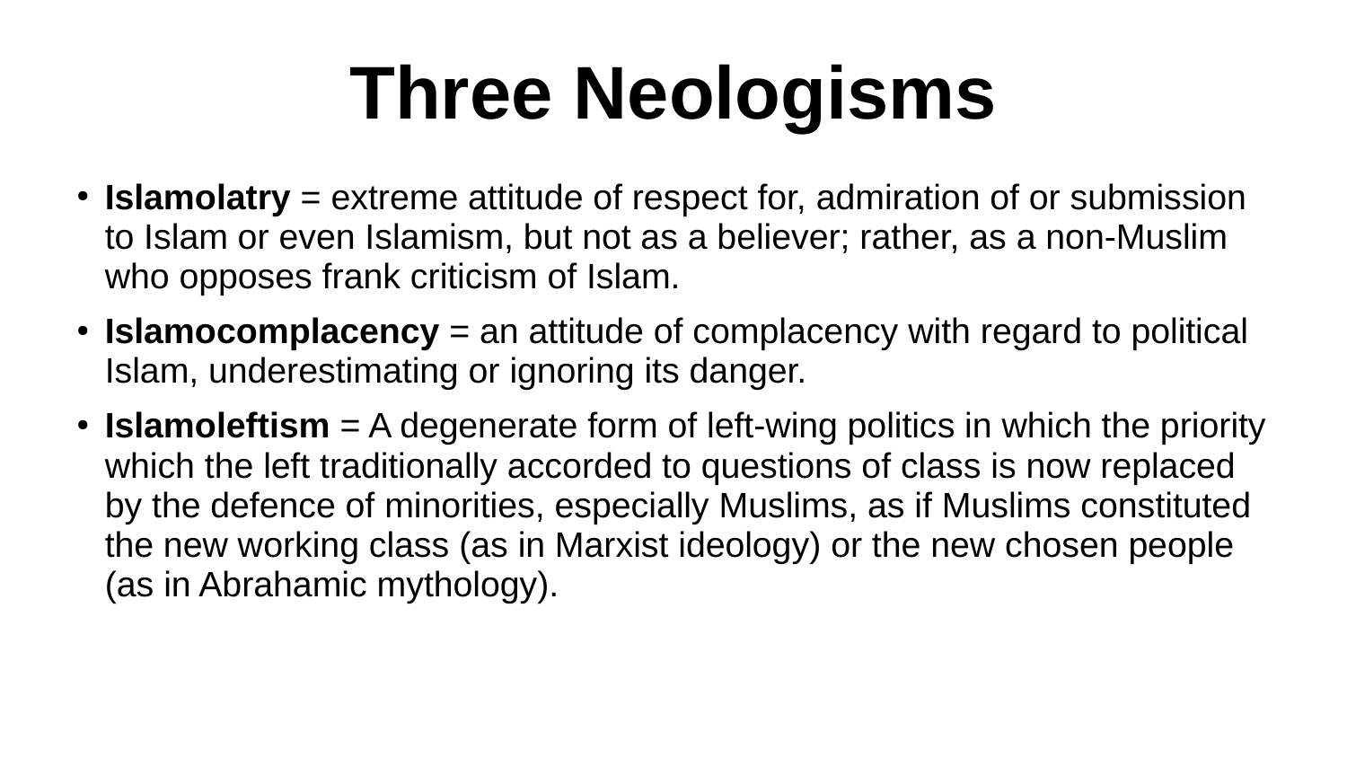# Three Neologisms

- **Islamolatry** = extreme attitude of respect for, admiration of or submission to Islam or even Islamism, but not as a believer; rather, as a non-Muslim who opposes frank criticism of Islam.
- **Islamocomplacency** = an attitude of complacency with regard to political Islam, underestimating or ignoring its danger.
- **Islamoleftism** = A degenerate form of left-wing politics in which the priority which the left traditionally accorded to questions of class is now replaced by the defence of minorities, especially Muslims, as if Muslims constituted the new working class (as in Marxist ideology) or the new chosen people (as in Abrahamic mythology).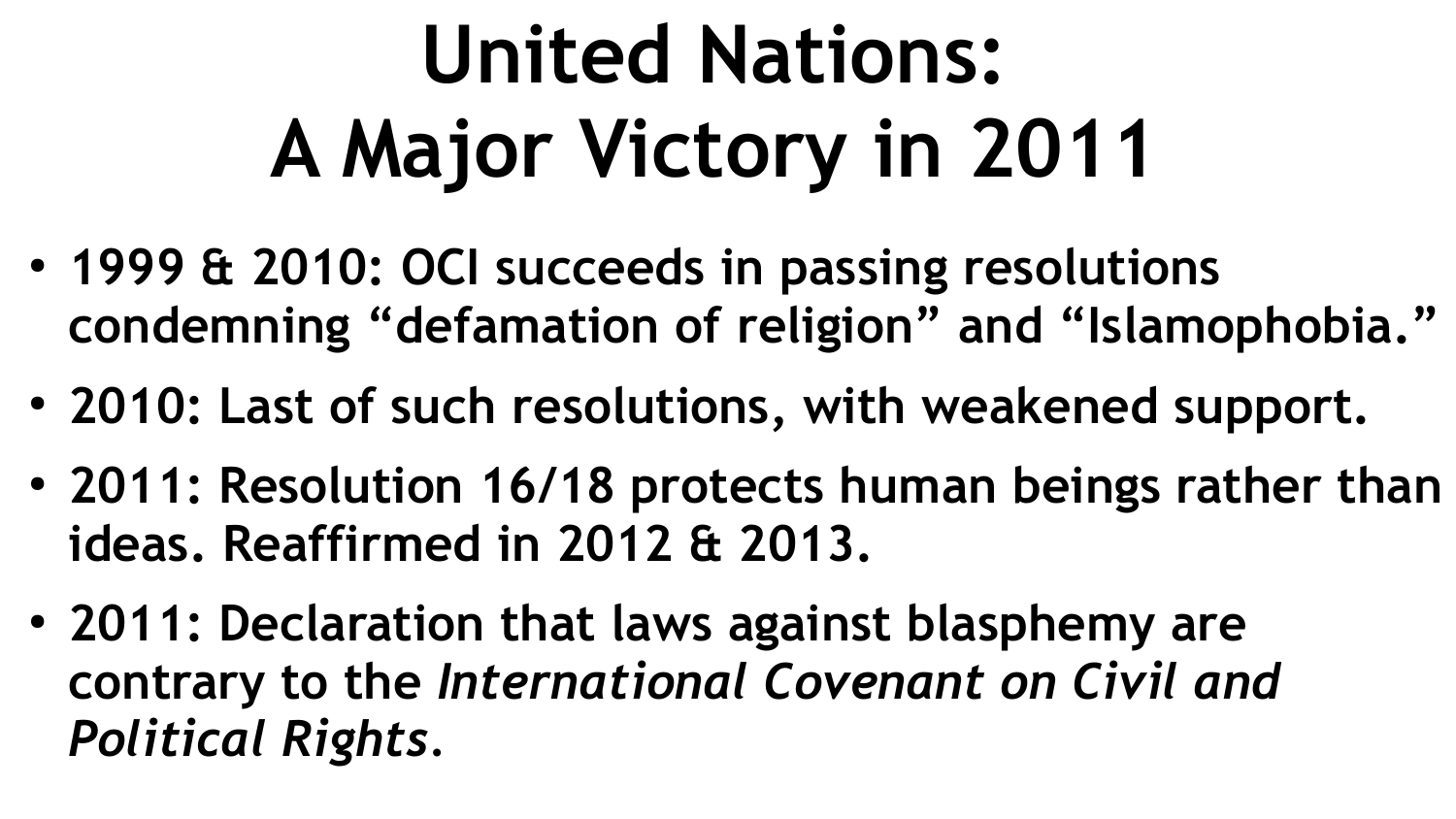# United Nations: A Major Victory in 2011

- **1999 & 2010: OCI succeeds in passing resolutions condemning "defamation of religion" and "Islamophobia."**
- **2010: Last of such resolutions, with weakened support.**
- **2011: Resolution 16/18 protects human beings rather than ideas. Reaffirmed in 2012 & 2013.**
- **2011: Declaration that laws against blasphemy are contrary to the *International Covenant on Civil and Political Rights*.**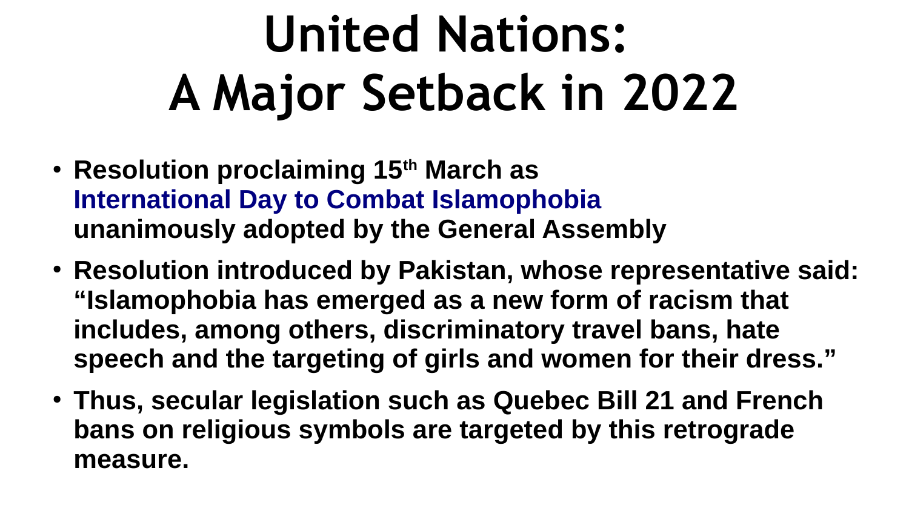# United Nations: A Major Setback in 2022

- **Resolution proclaiming 15th March as International Day to Combat Islamophobia unanimously adopted by the General Assembly**
- **Resolution introduced by Pakistan, whose representative said: "Islamophobia has emerged as a new form of racism that includes, among others, discriminatory travel bans, hate speech and the targeting of girls and women for their dress."**
- **Thus, secular legislation such as Quebec Bill 21 and French bans on religious symbols are targeted by this retrograde measure.**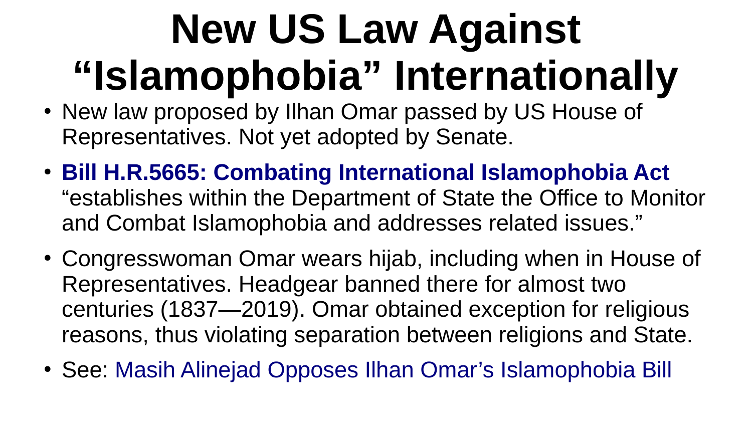# New US Law Against "Islamophobia" Internationally

- New law proposed by Ilhan Omar passed by US House of Representatives. Not yet adopted by Senate.
- **Bill H.R.5665: Combating International Islamophobia Act** "establishes within the Department of State the Office to Monitor and Combat Islamophobia and addresses related issues."
- Congresswoman Omar wears hijab, including when in House of Representatives. Headgear banned there for almost two centuries (1837—2019). Omar obtained exception for religious reasons, thus violating separation between religions and State.
- See: Masih Alinejad Opposes Ilhan Omar's Islamophobia Bill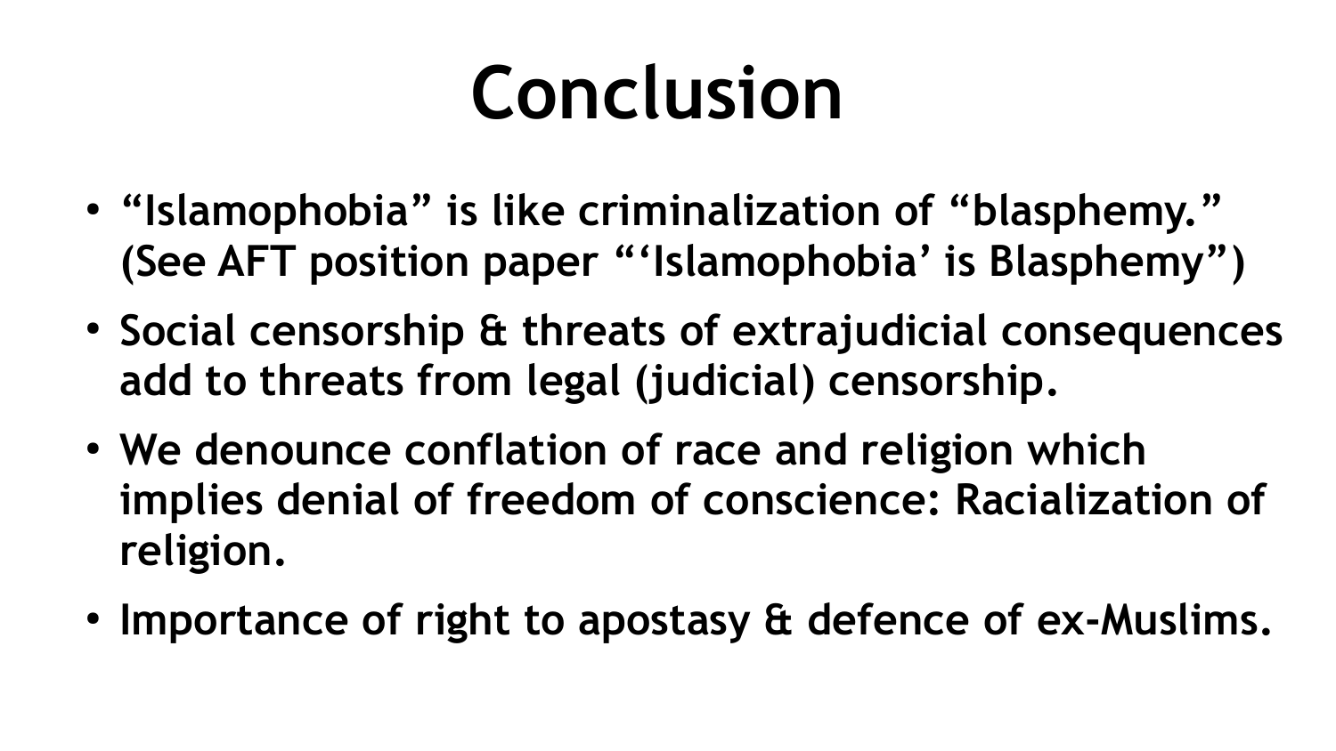# Conclusion

- **"Islamophobia" is like criminalization of "blasphemy." (See AFT position paper "'Islamophobia' is Blasphemy")**
- **Social censorship & threats of extrajudicial consequences add to threats from legal (judicial) censorship.**
- **We denounce conflation of race and religion which implies denial of freedom of conscience: Racialization of religion.**
- **Importance of right to apostasy & defence of ex-Muslims.**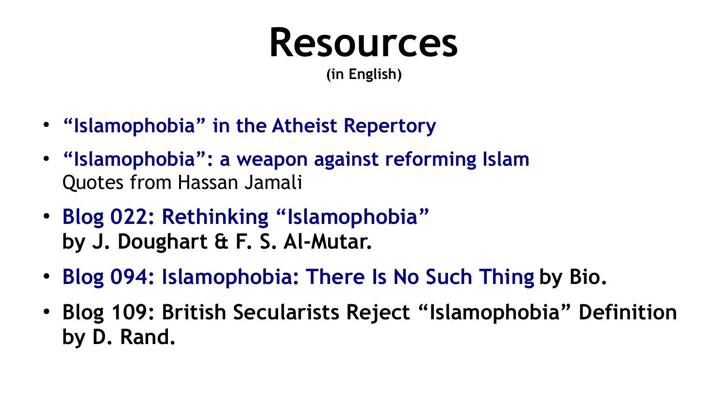# Resources

**(in English)**

- **“Islamophobia” in the Atheist Repertory**
- **“Islamophobia”: a weapon against reforming Islam**
  Quotes from Hassan Jamali
- **Blog 022: Rethinking “Islamophobia”**
  **by J. Doughart & F. S. Al-Mutar.**
- **Blog 094: Islamophobia: There Is No Such Thing by Bio.**
- **Blog 109: British Secularists Reject “Islamophobia” Definition by D. Rand.**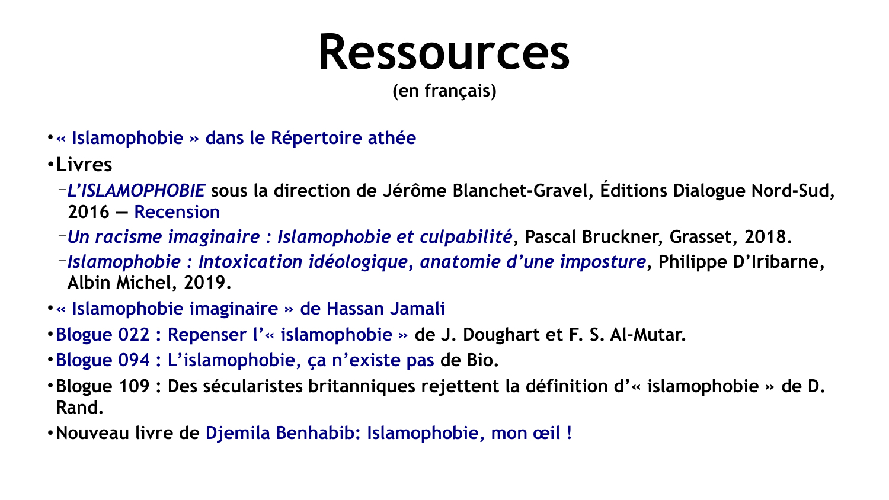# Ressources

**(en français)**

- « Islamophobie » dans le Répertoire athée
- Livres
  - *L'ISLAMOPHOBIE* sous la direction de Jérôme Blanchet-Gravel, Éditions Dialogue Nord-Sud, 2016 — Recension
  - *Un racisme imaginaire : Islamophobie et culpabilité*, Pascal Bruckner, Grasset, 2018.
  - *Islamophobie : Intoxication idéologique, anatomie d'une imposture*, Philippe D'Iribarne, Albin Michel, 2019.
- « Islamophobie imaginaire » de Hassan Jamali
- Blogue 022 : Repenser l'« islamophobie » de J. Doughart et F. S. Al-Mutar.
- Blogue 094 : L'islamophobie, ça n'existe pas de Bio.
- Blogue 109 : Des sécularistes britanniques rejettent la définition d'« islamophobie » de D. Rand.
- Nouveau livre de Djemila Benhabib: Islamophobie, mon œil !